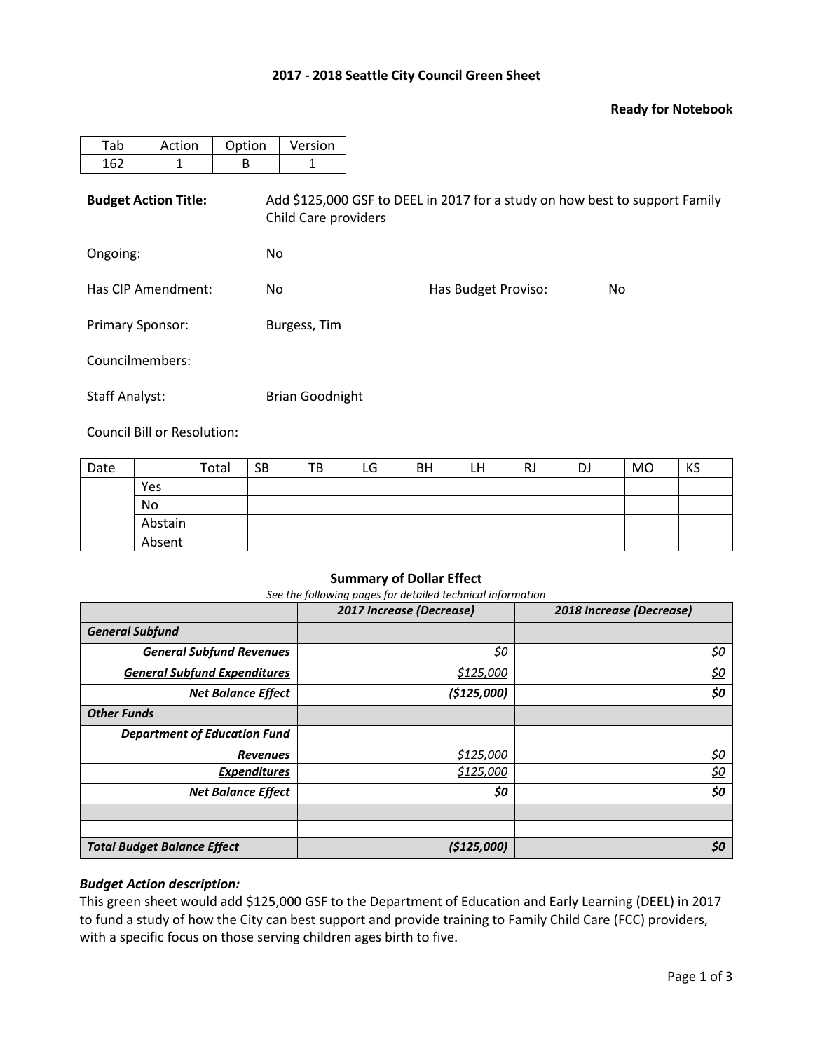# 2017 - 2018 Seattle City Council Green Sheet

**Ready for Notebook**

| Tab | Action | Option | Version |
|---|---|---|---|
| 162 | 1 | B | 1 |

**Budget Action Title:** Add $125,000 GSF to DEEL in 2017 for a study on how best to support Family Child Care providers

Ongoing: No

Has CIP Amendment: No

Has Budget Proviso: No

Primary Sponsor: Burgess, Tim

Councilmembers:

Staff Analyst: Brian Goodnight

Council Bill or Resolution:

| Date | | Total | SB | TB | LG | BH | LH | RJ | DJ | MO | KS |
|---|---|---|---|---|---|---|---|---|---|---|---|
| | Yes | | | | | | | | | | |
| | No | | | | | | | | | | |
| | Abstain | | | | | | | | | | |
| | Absent | | | | | | | | | | |

**Summary of Dollar Effect**

*See the following pages for detailed technical information*

| | *2017 Increase (Decrease)* | *2018 Increase (Decrease)* |
|---|---|---|
| ***General Subfund*** | | |
| ***General Subfund Revenues*** | *$0* | *$0* |
| ***General Subfund Expenditures*** | *$125,000* | *$0* |
| ***Net Balance Effect*** | ***($125,000)*** | ***$0*** |
| ***Other Funds*** | | |
| ***Department of Education Fund*** | | |
| ***Revenues*** | *$125,000* | *$0* |
| ***Expenditures*** | *$125,000* | *$0* |
| ***Net Balance Effect*** | ***$0*** | ***$0*** |
| | | |
| | | |
| ***Total Budget Balance Effect*** | ***($125,000)*** | ***$0*** |

### *Budget Action description:*

This green sheet would add $125,000 GSF to the Department of Education and Early Learning (DEEL) in 2017 to fund a study of how the City can best support and provide training to Family Child Care (FCC) providers, with a specific focus on those serving children ages birth to five.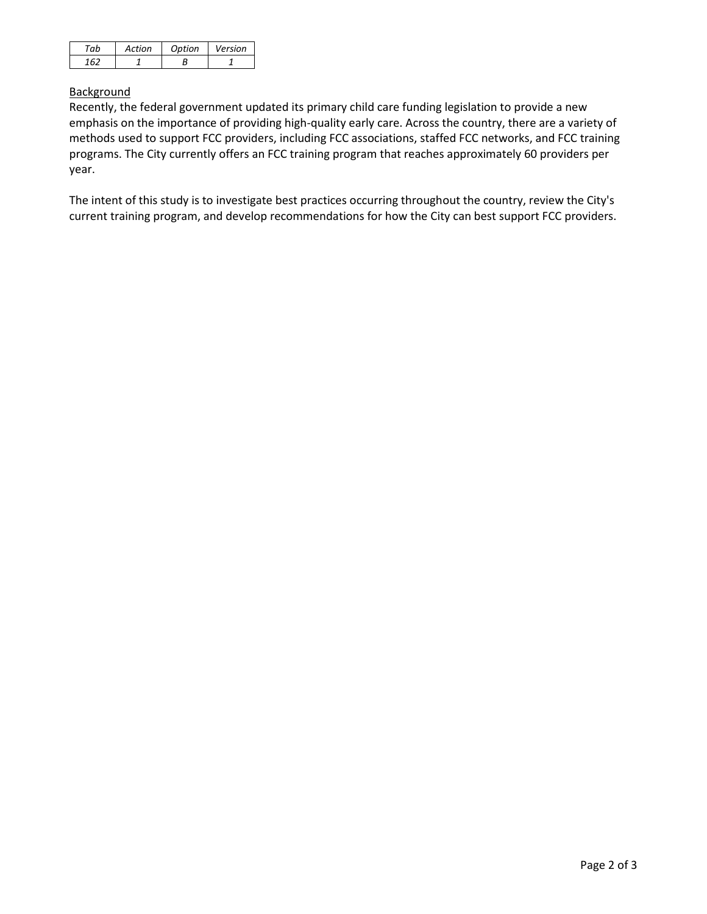| *Tab* | *Action* | *Option* | *Version* |
|---|---|---|---|
| *162* | *1* | *B* | *1* |

Background

Recently, the federal government updated its primary child care funding legislation to provide a new emphasis on the importance of providing high-quality early care. Across the country, there are a variety of methods used to support FCC providers, including FCC associations, staffed FCC networks, and FCC training programs. The City currently offers an FCC training program that reaches approximately 60 providers per year.

The intent of this study is to investigate best practices occurring throughout the country, review the City's current training program, and develop recommendations for how the City can best support FCC providers.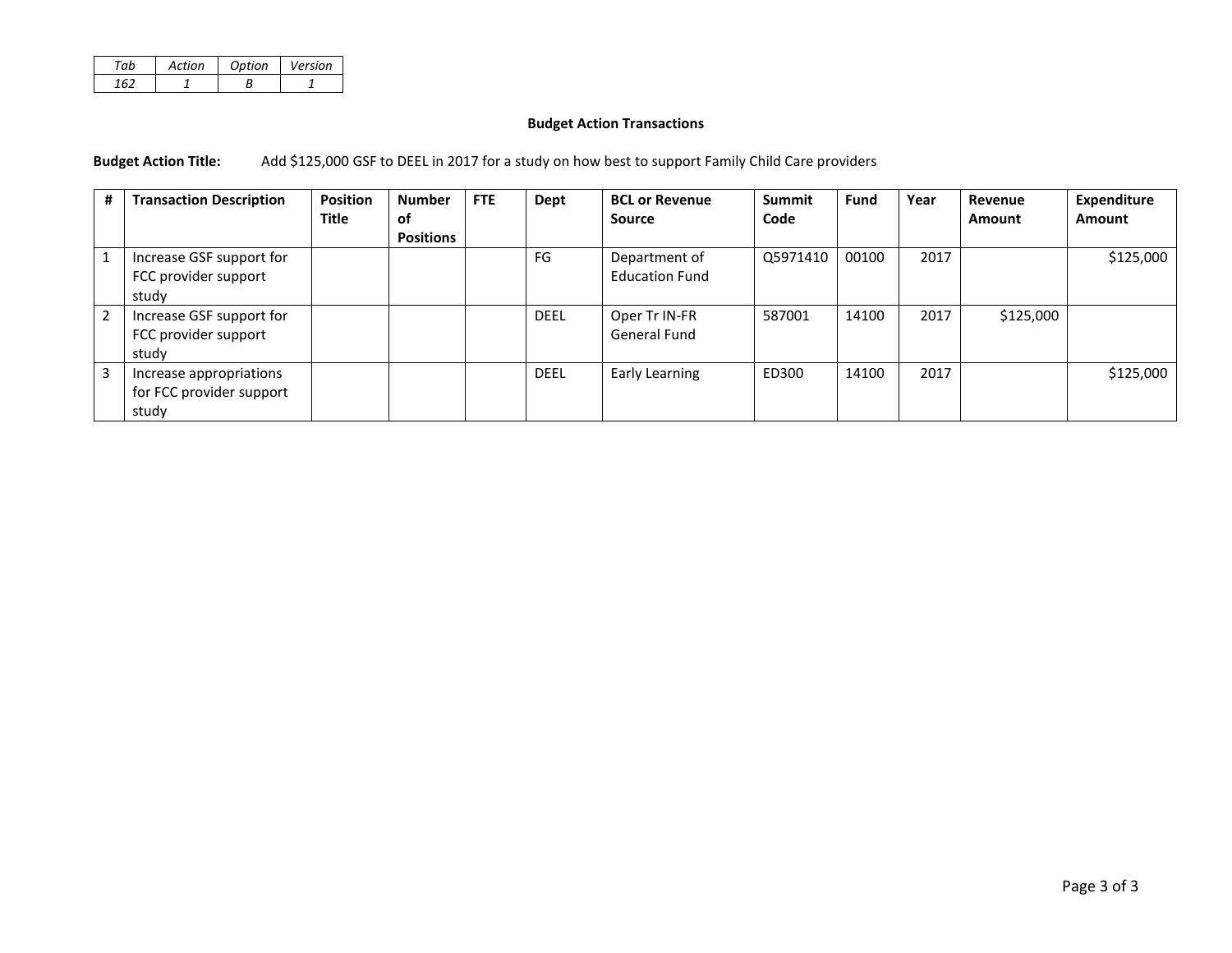| Tab | Action | Option | Version |
|---|---|---|---|
| *162* | *1* | *B* | *1* |

**Budget Action Transactions**

**Budget Action Title:** Add $125,000 GSF to DEEL in 2017 for a study on how best to support Family Child Care providers

| # | Transaction Description | Position Title | Number of Positions | FTE | Dept | BCL or Revenue Source | Summit Code | Fund | Year | Revenue Amount | Expenditure Amount |
|---|---|---|---|---|---|---|---|---|---|---|---|
| 1 | Increase GSF support for FCC provider support study | | | | FG | Department of Education Fund | Q5971410 | 00100 | 2017 | | $125,000 |
| 2 | Increase GSF support for FCC provider support study | | | | DEEL | Oper Tr IN-FR General Fund | 587001 | 14100 | 2017 | $125,000 | |
| 3 | Increase appropriations for FCC provider support study | | | | DEEL | Early Learning | ED300 | 14100 | 2017 | | $125,000 |